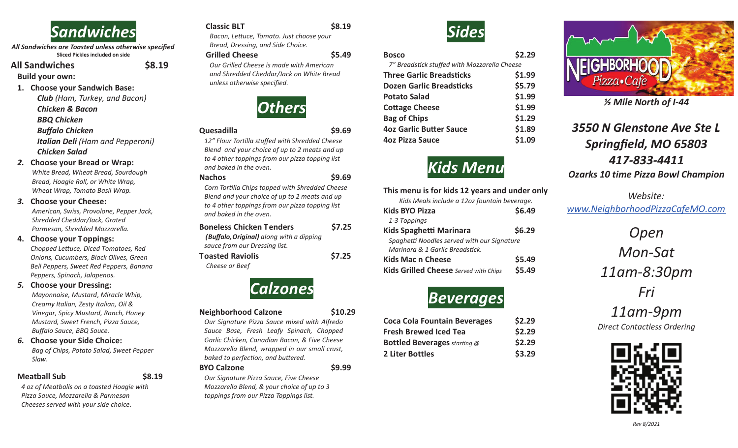# Sandwiches

*All Sandwiches are Toasted unless otherwise specified*
**Sliced Pickles included on side**

**All Sandwiches** **$8.19**

**Build your own:**

1. **Choose your Sandwich Base:**
   ***Club*** *(Ham, Turkey, and Bacon)*
   ***Chicken & Bacon***
   ***BBQ Chicken***
   ***Buffalo Chicken***
   ***Italian Deli*** *(Ham and Pepperoni)*
   ***Chicken Salad***
2. **Choose your Bread or Wrap:**
   *White Bread, Wheat Bread, Sourdough Bread, Hoagie Roll, or White Wrap, Wheat Wrap, Tomato Basil Wrap.*
3. **Choose your Cheese:**
   *American, Swiss, Provolone, Pepper Jack, Shredded Cheddar/Jack, Grated Parmesan, Shredded Mozzarella.*
4. **Choose your Toppings:**
   *Chopped Lettuce, Diced Tomatoes, Red Onions, Cucumbers, Black Olives, Green Bell Peppers, Sweet Red Peppers, Banana Peppers, Spinach, Jalapenos.*
5. **Choose your Dressing:**
   *Mayonnaise, Mustard, Miracle Whip, Creamy Italian, Zesty Italian, Oil & Vinegar, Spicy Mustard, Ranch, Honey Mustard, Sweet French, Pizza Sauce, Buffalo Sauce, BBQ Sauce.*
6. **Choose your Side Choice:**
   *Bag of Chips, Potato Salad, Sweet Pepper Slaw.*

**Meatball Sub** **$8.19**
*4 oz of Meatballs on a toasted Hoagie with Pizza Sauce, Mozzarella & Parmesan Cheeses served with your side choice.*

**Classic BLT** **$8.19**
*Bacon, Lettuce, Tomato. Just choose your Bread, Dressing, and Side Choice.*

**Grilled Cheese** **$5.49**
*Our Grilled Cheese is made with American and Shredded Cheddar/Jack on White Bread unless otherwise specified.*

# Others

**Quesadilla** **$9.69**
*12" Flour Tortilla stuffed with Shredded Cheese Blend and your choice of up to 2 meats and up to 4 other toppings from our pizza topping list and baked in the oven.*

**Nachos** **$9.69**
*Corn Tortilla Chips topped with Shredded Cheese Blend and your choice of up to 2 meats and up to 4 other toppings from our pizza topping list and baked in the oven.*

**Boneless Chicken Tenders** **$7.25**
***(Buffalo, Original)*** *along with a dipping sauce from our Dressing list.*

**Toasted Raviolis** **$7.25**
*Cheese or Beef*

# Calzones

**Neighborhood Calzone** **$10.29**
*Our Signature Pizza Sauce mixed with Alfredo Sauce Base, Fresh Leafy Spinach, Chopped Garlic Chicken, Canadian Bacon, & Five Cheese Mozzarella Blend, wrapped in our small crust, baked to perfection, and buttered.*

**BYO Calzone** **$9.99**
*Our Signature Pizza Sauce, Five Cheese Mozzarella Blend, & your choice of up to 3 toppings from our Pizza Toppings list.*

# Sides

| Item | Price |
|---|---|
| **Bosco** *7" Breadstick stuffed with Mozzarella Cheese* | $2.29 |
| **Three Garlic Breadsticks** | $1.99 |
| **Dozen Garlic Breadsticks** | $5.79 |
| **Potato Salad** | $1.99 |
| **Cottage Cheese** | $1.99 |
| **Bag of Chips** | $1.29 |
| **4oz Garlic Butter Sauce** | $1.89 |
| **4oz Pizza Sauce** | $1.09 |

# Kids Menu

**This menu is for kids 12 years and under only**
*Kids Meals include a 12oz fountain beverage.*

**Kids BYO Pizza** **$6.49**
*1-3 Toppings*

**Kids Spaghetti Marinara** **$6.29**
*Spaghetti Noodles served with our Signature Marinara & 1 Garlic Breadstick.*

**Kids Mac n Cheese** **$5.49**

**Kids Grilled Cheese** *Served with Chips* **$5.49**

# Beverages

| Item | Price |
|---|---|
| **Coca Cola Fountain Beverages** | $2.29 |
| **Fresh Brewed Iced Tea** | $2.29 |
| **Bottled Beverages** *starting @* | $2.29 |
| **2 Liter Bottles** | $3.29 |

NEIGHBORHOOD Pizza • Cafe

***½ Mile North of I-44***

## *3550 N Glenstone Ave Ste L*
## *Springfield, MO 65803*
## *417-833-4411*

***Ozarks 10 time Pizza Bowl Champion***

*Website:*
www.NeighborhoodPizzaCafeMO.com

*Open*
*Mon-Sat*
*11am-8:30pm*
*Fri*
*11am-9pm*

*Direct Contactless Ordering*

*Rev 8/2021*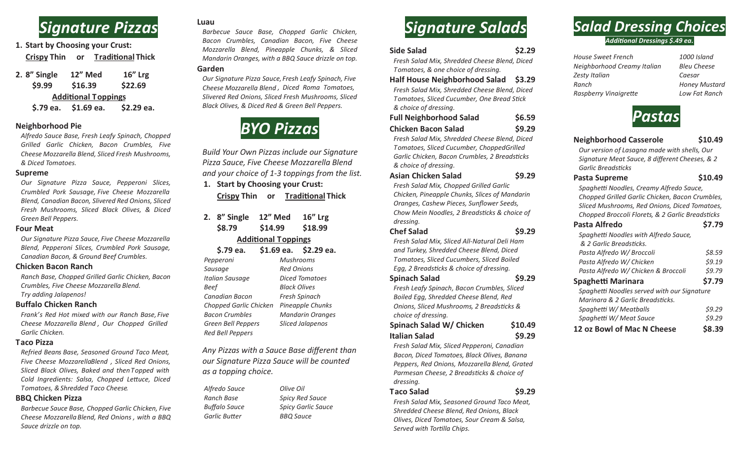# Signature Pizzas

**1. Start by Choosing your Crust:**

**Crispy Thin** or **Traditional Thick**

| 2. 8" Single | 12" Med | 16" Lrg |
|---|---|---|
| $9.99 | $16.39 | $22.69 |

**Additional Toppings**

| $.79 ea. | $1.69 ea. | $2.29 ea. |
|---|---|---|

### Neighborhood Pie
*Alfredo Sauce Base, Fresh Leafy Spinach, Chopped Grilled Garlic Chicken, Bacon Crumbles, Five Cheese Mozzarella Blend, Sliced Fresh Mushrooms, & Diced Tomatoes.*

### Supreme
*Our Signature Pizza Sauce, Pepperoni Slices, Crumbled Pork Sausage, Five Cheese Mozzarella Blend, Canadian Bacon, Slivered Red Onions, Sliced Fresh Mushrooms, Sliced Black Olives, & Diced Green Bell Peppers.*

### Four Meat
*Our Signature Pizza Sauce, Five Cheese Mozzarella Blend, Pepperoni Slices, Crumbled Pork Sausage, Canadian Bacon, & Ground Beef Crumbles.*

### Chicken Bacon Ranch
*Ranch Base, Chopped Grilled Garlic Chicken, Bacon Crumbles, Five Cheese Mozzarella Blend. Try adding Jalapenos!*

### Buffalo Chicken Ranch
*Frank's Red Hot mixed with our Ranch Base, Five Cheese Mozzarella Blend, Our Chopped Grilled Garlic Chicken.*

### Taco Pizza
*Refried Beans Base, Seasoned Ground Taco Meat, Five Cheese MozzarellaBlend, Sliced Red Onions, Sliced Black Olives, Baked and then Topped with Cold Ingredients: Salsa, Chopped Lettuce, Diced Tomatoes, & Shredded Taco Cheese.*

### BBQ Chicken Pizza
*Barbecue Sauce Base, Chopped Garlic Chicken, Five Cheese Mozzarella Blend, Red Onions, with a BBQ Sauce drizzle on top.*

### Luau
*Barbecue Sauce Base, Chopped Garlic Chicken, Bacon Crumbles, Canadian Bacon, Five Cheese Mozzarella Blend, Pineapple Chunks, & Sliced Mandarin Oranges, with a BBQ Sauce drizzle on top.*

### Garden
*Our Signature Pizza Sauce, Fresh Leafy Spinach, Five Cheese Mozzarella Blend, Diced Roma Tomatoes, Slivered Red Onions, Sliced Fresh Mushrooms, Sliced Black Olives, & Diced Red & Green Bell Peppers.*

# BYO Pizzas

*Build Your Own Pizzas include our Signature Pizza Sauce, Five Cheese Mozzarella Blend and your choice of 1-3 toppings from the list.*

**1. Start by Choosing your Crust:**

**Crispy Thin** or **Traditional Thick**

| 2. 8" Single | 12" Med | 16" Lrg |
|---|---|---|
| $8.79 | $14.99 | $18.99 |

**Additional Toppings**

| $.79 ea. | $1.69 ea. | $2.29 ea. |
|---|---|---|

| | |
|---|---|
| *Pepperoni* | *Mushrooms* |
| *Sausage* | *Red Onions* |
| *Italian Sausage* | *Diced Tomatoes* |
| *Beef* | *Black Olives* |
| *Canadian Bacon* | *Fresh Spinach* |
| *Chopped Garlic Chicken* | *Pineapple Chunks* |
| *Bacon Crumbles* | *Mandarin Oranges* |
| *Green Bell Peppers* | *Sliced Jalapenos* |
| *Red Bell Peppers* | |

*Any Pizzas with a Sauce Base different than our Signature Pizza Sauce will be counted as a topping choice.*

| | |
|---|---|
| *Alfredo Sauce* | *Olive Oil* |
| *Ranch Base* | *Spicy Red Sauce* |
| *Buffalo Sauce* | *Spicy Garlic Sauce* |
| *Garlic Butter* | *BBQ Sauce* |

# Signature Salads

**Side Salad** — **$2.29**
*Fresh Salad Mix, Shredded Cheese Blend, Diced Tomatoes, & one choice of dressing.*

**Half House Neighborhood Salad** — **$3.29**
*Fresh Salad Mix, Shredded Cheese Blend, Diced Tomatoes, Sliced Cucumber, One Bread Stick & choice of dressing.*

**Full Neighborhood Salad** — **$6.59**

**Chicken Bacon Salad** — **$9.29**
*Fresh Salad Mix, Shredded Cheese Blend, Diced Tomatoes, Sliced Cucumber, ChoppedGrilled Garlic Chicken, Bacon Crumbles, 2 Breadsticks & choice of dressing.*

**Asian Chicken Salad** — **$9.29**
*Fresh Salad Mix, Chopped Grilled Garlic Chicken, Pineapple Chunks, Slices of Mandarin Oranges, Cashew Pieces, Sunflower Seeds, Chow Mein Noodles, 2 Breadsticks & choice of dressing.*

**Chef Salad** — **$9.29**
*Fresh Salad Mix, Sliced All-Natural Deli Ham and Turkey, Shredded Cheese Blend, Diced Tomatoes, Sliced Cucumbers, Sliced Boiled Egg, 2 Breadsticks & choice of dressing.*

**Spinach Salad** — **$9.29**
*Fresh Leafy Spinach, Bacon Crumbles, Sliced Boiled Egg, Shredded Cheese Blend, Red Onions, Sliced Mushrooms, 2 Breadsticks & choice of dressing.*

**Spinach Salad W/ Chicken** — **$10.49**

**Italian Salad** — **$9.29**
*Fresh Salad Mix, Sliced Pepperoni, Canadian Bacon, Diced Tomatoes, Black Olives, Banana Peppers, Red Onions, Mozzarella Blend, Grated Parmesan Cheese, 2 Breadsticks & choice of dressing.*

**Taco Salad** — **$9.29**
*Fresh Salad Mix, Seasoned Ground Taco Meat, Shredded Cheese Blend, Red Onions, Black Olives, Diced Tomatoes, Sour Cream & Salsa, Served with Tortilla Chips.*

# Salad Dressing Choices

***Additional Dressings $.49 ea.***

| | |
|---|---|
| *House Sweet French* | *1000 Island* |
| *Neighborhood Creamy Italian* | *Bleu Cheese* |
| *Zesty Italian* | *Caesar* |
| *Ranch* | *Honey Mustard* |
| *Raspberry Vinaigrette* | *Low Fat Ranch* |

# Pastas

**Neighborhood Casserole** — **$10.49**
*Our version of Lasagna made with shells, Our Signature Meat Sauce, 8 different Cheeses, & 2 Garlic Breadsticks*

**Pasta Supreme** — **$10.49**
*Spaghetti Noodles, Creamy Alfredo Sauce, Chopped Grilled Garlic Chicken, Bacon Crumbles, Sliced Mushrooms, Red Onions, Diced Tomatoes, Chopped Broccoli Florets, & 2 Garlic Breadsticks*

**Pasta Alfredo** — **$7.79**
*Spaghetti Noodles with Alfredo Sauce, & 2 Garlic Breadsticks.*

| | |
|---|---|
| *Pasta Alfredo W/ Broccoli* | *$8.59* |
| *Pasta Alfredo W/ Chicken* | *$9.19* |
| *Pasta Alfredo W/ Chicken & Broccoli* | *$9.79* |

**Spaghetti Marinara** — **$7.79**
*Spaghetti Noodles served with our Signature Marinara & 2 Garlic Breadsticks.*

| | |
|---|---|
| *Spaghetti W/ Meatballs* | *$9.29* |
| *Spaghetti W/ Meat Sauce* | *$9.29* |

**12 oz Bowl of Mac N Cheese** — **$8.39**